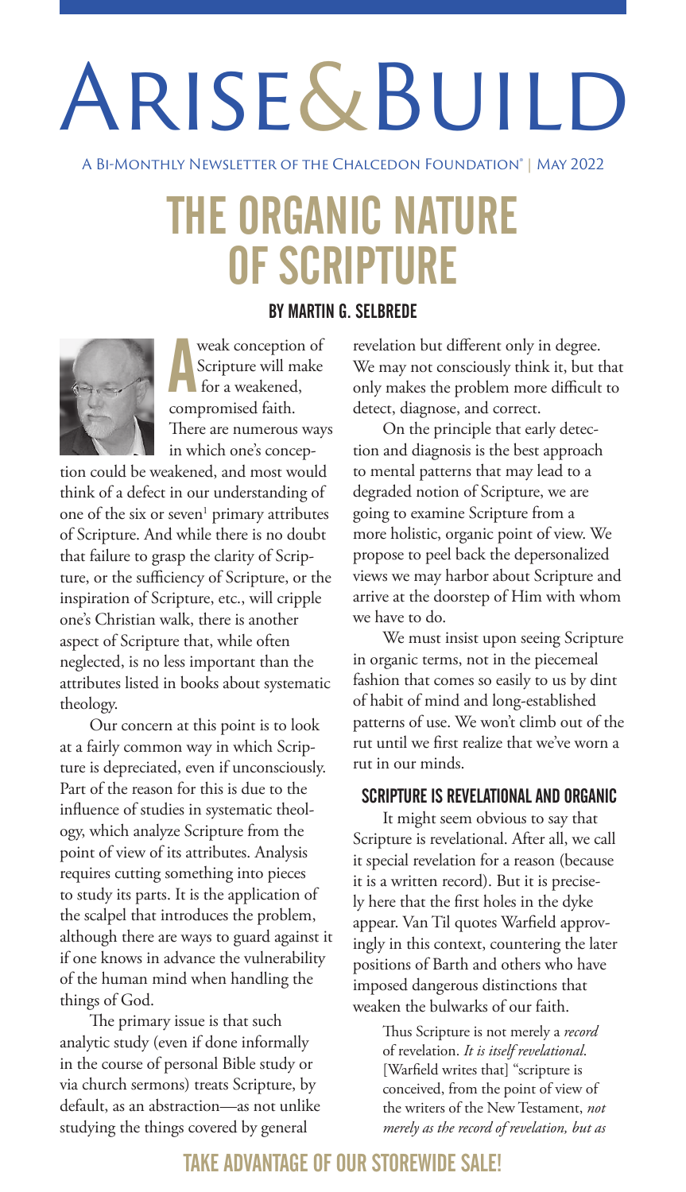// Arise & Build

A Bi-Monthly Newsletter of the Chalcedon Foundation® | May 2022

# THE ORGANIC NATURE OF SCRIPTURE

### BY MARTIN G. SELBREDE

A weak conception of Scripture will make for a weakened, compromised faith. There are numerous ways in which one's conception could be weakened, and most would think of a defect in our understanding of one of the six or seven[1] primary attributes of Scripture. And while there is no doubt that failure to grasp the clarity of Scripture, or the sufficiency of Scripture, or the inspiration of Scripture, etc., will cripple one's Christian walk, there is another aspect of Scripture that, while often neglected, is no less important than the attributes listed in books about systematic theology.

Our concern at this point is to look at a fairly common way in which Scripture is depreciated, even if unconsciously. Part of the reason for this is due to the influence of studies in systematic theology, which analyze Scripture from the point of view of its attributes. Analysis requires cutting something into pieces to study its parts. It is the application of the scalpel that introduces the problem, although there are ways to guard against it if one knows in advance the vulnerability of the human mind when handling the things of God.

The primary issue is that such analytic study (even if done informally in the course of personal Bible study or via church sermons) treats Scripture, by default, as an abstraction—as not unlike studying the things covered by general revelation but different only in degree. We may not consciously think it, but that only makes the problem more difficult to detect, diagnose, and correct.

On the principle that early detection and diagnosis is the best approach to mental patterns that may lead to a degraded notion of Scripture, we are going to examine Scripture from a more holistic, organic point of view. We propose to peel back the depersonalized views we may harbor about Scripture and arrive at the doorstep of Him with whom we have to do.

We must insist upon seeing Scripture in organic terms, not in the piecemeal fashion that comes so easily to us by dint of habit of mind and long-established patterns of use. We won't climb out of the rut until we first realize that we've worn a rut in our minds.

## SCRIPTURE IS REVELATIONAL AND ORGANIC

It might seem obvious to say that Scripture is revelational. After all, we call it special revelation for a reason (because it is a written record). But it is precisely here that the first holes in the dyke appear. Van Til quotes Warfield approvingly in this context, countering the later positions of Barth and others who have imposed dangerous distinctions that weaken the bulwarks of our faith.

> Thus Scripture is not merely a *record* of revelation. *It is itself revelational*. [Warfield writes that] "scripture is conceived, from the point of view of the writers of the New Testament, *not merely as the record of revelation, but as*

**TAKE ADVANTAGE OF OUR STOREWIDE SALE!**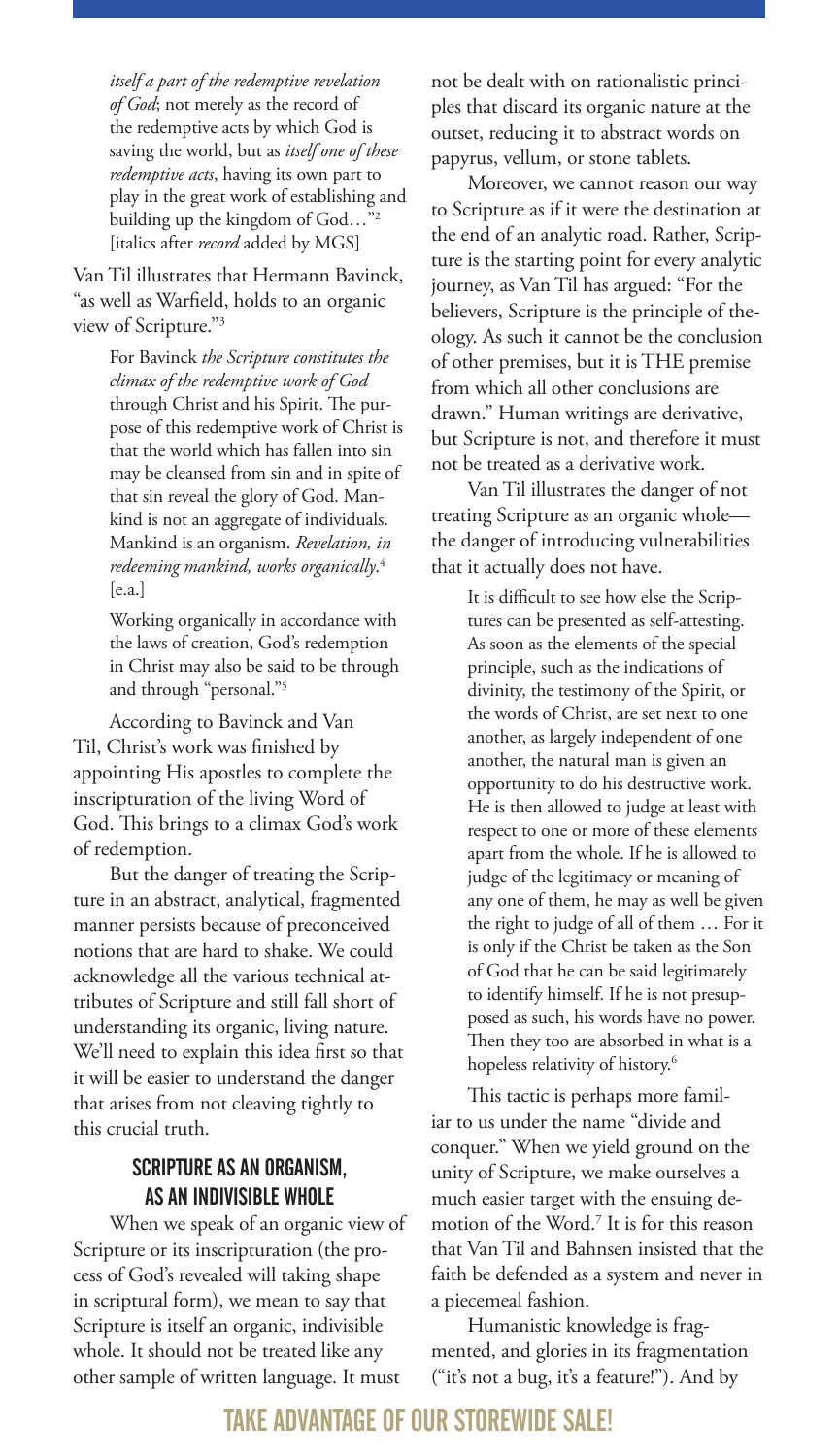> *itself a part of the redemptive revelation of God*; not merely as the record of the redemptive acts by which God is saving the world, but as *itself one of these redemptive acts*, having its own part to play in the great work of establishing and building up the kingdom of God…"[2] [italics after *record* added by MGS]

Van Til illustrates that Hermann Bavinck, "as well as Warfield, holds to an organic view of Scripture."[3]

> For Bavinck *the Scripture constitutes the climax of the redemptive work of God* through Christ and his Spirit. The purpose of this redemptive work of Christ is that the world which has fallen into sin may be cleansed from sin and in spite of that sin reveal the glory of God. Mankind is not an aggregate of individuals. Mankind is an organism. *Revelation, in redeeming mankind, works organically*.[4] [e.a.]
>
> Working organically in accordance with the laws of creation, God's redemption in Christ may also be said to be through and through "personal."[5]

According to Bavinck and Van Til, Christ's work was finished by appointing His apostles to complete the inscripturation of the living Word of God. This brings to a climax God's work of redemption.

But the danger of treating the Scripture in an abstract, analytical, fragmented manner persists because of preconceived notions that are hard to shake. We could acknowledge all the various technical attributes of Scripture and still fall short of understanding its organic, living nature. We'll need to explain this idea first so that it will be easier to understand the danger that arises from not cleaving tightly to this crucial truth.

## SCRIPTURE AS AN ORGANISM, AS AN INDIVISIBLE WHOLE

When we speak of an organic view of Scripture or its inscripturation (the process of God's revealed will taking shape in scriptural form), we mean to say that Scripture is itself an organic, indivisible whole. It should not be treated like any other sample of written language. It must not be dealt with on rationalistic principles that discard its organic nature at the outset, reducing it to abstract words on papyrus, vellum, or stone tablets.

Moreover, we cannot reason our way to Scripture as if it were the destination at the end of an analytic road. Rather, Scripture is the starting point for every analytic journey, as Van Til has argued: "For the believers, Scripture is the principle of theology. As such it cannot be the conclusion of other premises, but it is THE premise from which all other conclusions are drawn." Human writings are derivative, but Scripture is not, and therefore it must not be treated as a derivative work.

Van Til illustrates the danger of not treating Scripture as an organic whole—the danger of introducing vulnerabilities that it actually does not have.

> It is difficult to see how else the Scriptures can be presented as self-attesting. As soon as the elements of the special principle, such as the indications of divinity, the testimony of the Spirit, or the words of Christ, are set next to one another, as largely independent of one another, the natural man is given an opportunity to do his destructive work. He is then allowed to judge at least with respect to one or more of these elements apart from the whole. If he is allowed to judge of the legitimacy or meaning of any one of them, he may as well be given the right to judge of all of them … For it is only if the Christ be taken as the Son of God that he can be said legitimately to identify himself. If he is not presupposed as such, his words have no power. Then they too are absorbed in what is a hopeless relativity of history.[6]

This tactic is perhaps more familiar to us under the name "divide and conquer." When we yield ground on the unity of Scripture, we make ourselves a much easier target with the ensuing demotion of the Word.[7] It is for this reason that Van Til and Bahnsen insisted that the faith be defended as a system and never in a piecemeal fashion.

Humanistic knowledge is fragmented, and glories in its fragmentation ("it's not a bug, it's a feature!"). And by

TAKE ADVANTAGE OF OUR STOREWIDE SALE!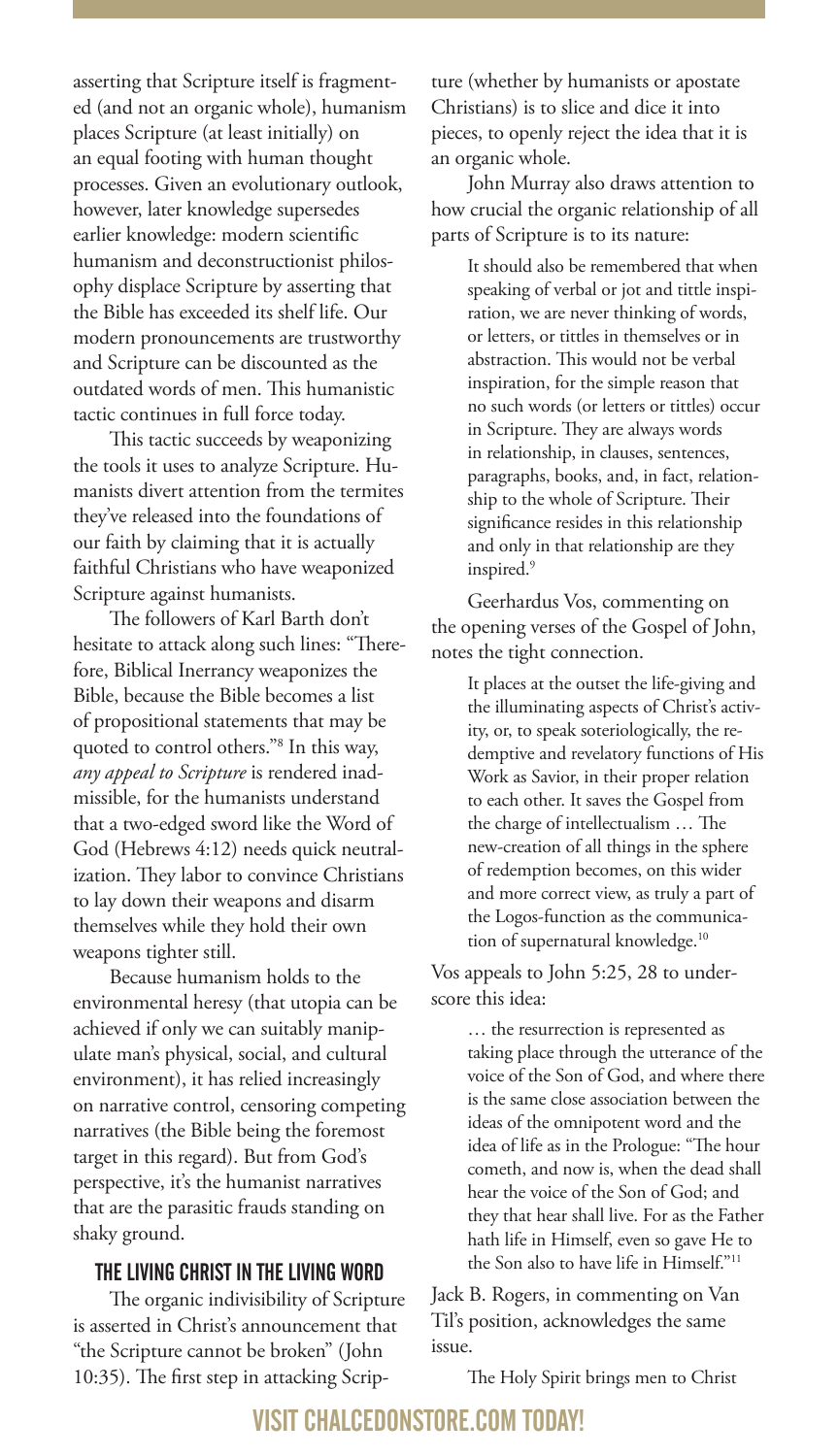asserting that Scripture itself is fragmented (and not an organic whole), humanism places Scripture (at least initially) on an equal footing with human thought processes. Given an evolutionary outlook, however, later knowledge supersedes earlier knowledge: modern scientific humanism and deconstructionist philosophy displace Scripture by asserting that the Bible has exceeded its shelf life. Our modern pronouncements are trustworthy and Scripture can be discounted as the outdated words of men. This humanistic tactic continues in full force today.

This tactic succeeds by weaponizing the tools it uses to analyze Scripture. Humanists divert attention from the termites they've released into the foundations of our faith by claiming that it is actually faithful Christians who have weaponized Scripture against humanists.

The followers of Karl Barth don't hesitate to attack along such lines: "Therefore, Biblical Inerrancy weaponizes the Bible, because the Bible becomes a list of propositional statements that may be quoted to control others."[8] In this way, *any appeal to Scripture* is rendered inadmissible, for the humanists understand that a two-edged sword like the Word of God (Hebrews 4:12) needs quick neutralization. They labor to convince Christians to lay down their weapons and disarm themselves while they hold their own weapons tighter still.

Because humanism holds to the environmental heresy (that utopia can be achieved if only we can suitably manipulate man's physical, social, and cultural environment), it has relied increasingly on narrative control, censoring competing narratives (the Bible being the foremost target in this regard). But from God's perspective, it's the humanist narratives that are the parasitic frauds standing on shaky ground.

## THE LIVING CHRIST IN THE LIVING WORD

The organic indivisibility of Scripture is asserted in Christ's announcement that "the Scripture cannot be broken" (John 10:35). The first step in attacking Scripture (whether by humanists or apostate Christians) is to slice and dice it into pieces, to openly reject the idea that it is an organic whole.

John Murray also draws attention to how crucial the organic relationship of all parts of Scripture is to its nature:

> It should also be remembered that when speaking of verbal or jot and tittle inspiration, we are never thinking of words, or letters, or tittles in themselves or in abstraction. This would not be verbal inspiration, for the simple reason that no such words (or letters or tittles) occur in Scripture. They are always words in relationship, in clauses, sentences, paragraphs, books, and, in fact, relationship to the whole of Scripture. Their significance resides in this relationship and only in that relationship are they inspired.[9]

Geerhardus Vos, commenting on the opening verses of the Gospel of John, notes the tight connection.

> It places at the outset the life-giving and the illuminating aspects of Christ's activity, or, to speak soteriologically, the redemptive and revelatory functions of His Work as Savior, in their proper relation to each other. It saves the Gospel from the charge of intellectualism … The new-creation of all things in the sphere of redemption becomes, on this wider and more correct view, as truly a part of the Logos-function as the communication of supernatural knowledge.[10]

Vos appeals to John 5:25, 28 to underscore this idea:

> … the resurrection is represented as taking place through the utterance of the voice of the Son of God, and where there is the same close association between the ideas of the omnipotent word and the idea of life as in the Prologue: "The hour cometh, and now is, when the dead shall hear the voice of the Son of God; and they that hear shall live. For as the Father hath life in Himself, even so gave He to the Son also to have life in Himself."[11]

Jack B. Rogers, in commenting on Van Til's position, acknowledges the same issue.

> The Holy Spirit brings men to Christ

VISIT CHALCEDONSTORE.COM TODAY!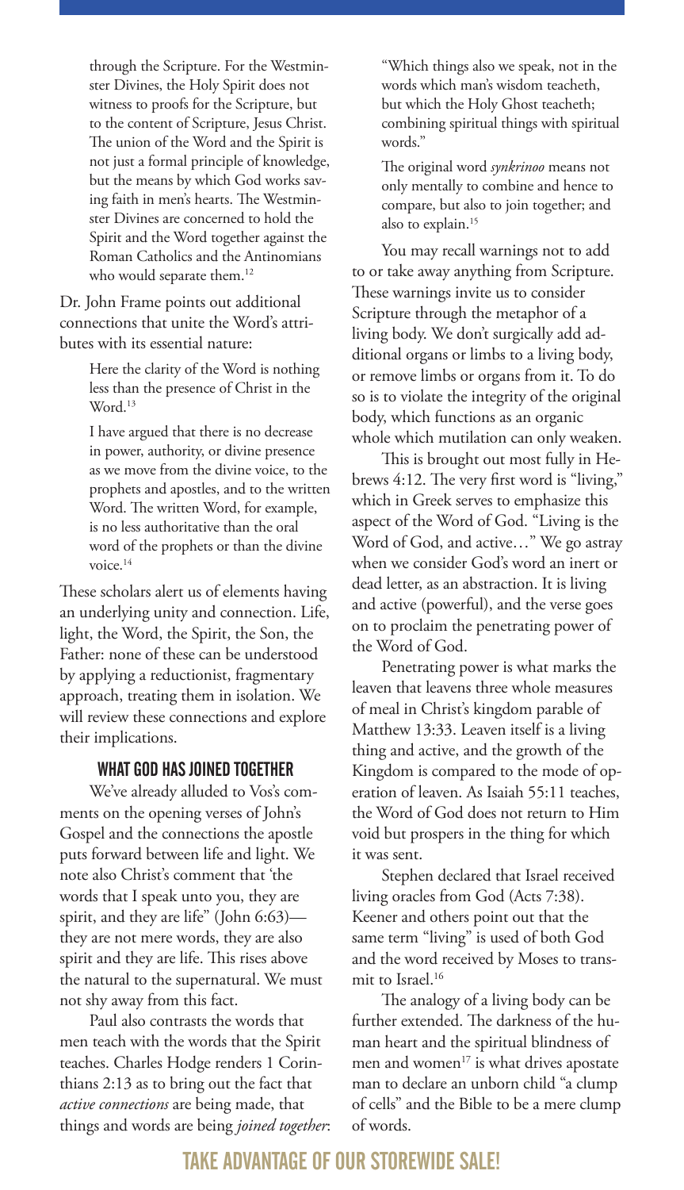> through the Scripture. For the Westminster Divines, the Holy Spirit does not witness to proofs for the Scripture, but to the content of Scripture, Jesus Christ. The union of the Word and the Spirit is not just a formal principle of knowledge, but the means by which God works saving faith in men's hearts. The Westminster Divines are concerned to hold the Spirit and the Word together against the Roman Catholics and the Antinomians who would separate them.[12]

Dr. John Frame points out additional connections that unite the Word's attributes with its essential nature:

> Here the clarity of the Word is nothing less than the presence of Christ in the Word.[13]
>
> I have argued that there is no decrease in power, authority, or divine presence as we move from the divine voice, to the prophets and apostles, and to the written Word. The written Word, for example, is no less authoritative than the oral word of the prophets or than the divine voice.[14]

These scholars alert us of elements having an underlying unity and connection. Life, light, the Word, the Spirit, the Son, the Father: none of these can be understood by applying a reductionist, fragmentary approach, treating them in isolation. We will review these connections and explore their implications.

## WHAT GOD HAS JOINED TOGETHER

We've already alluded to Vos's comments on the opening verses of John's Gospel and the connections the apostle puts forward between life and light. We note also Christ's comment that 'the words that I speak unto you, they are spirit, and they are life" (John 6:63)—they are not mere words, they are also spirit and they are life. This rises above the natural to the supernatural. We must not shy away from this fact.

Paul also contrasts the words that men teach with the words that the Spirit teaches. Charles Hodge renders 1 Corinthians 2:13 as to bring out the fact that *active connections* are being made, that things and words are being *joined together*:

> "Which things also we speak, not in the words which man's wisdom teacheth, but which the Holy Ghost teacheth; combining spiritual things with spiritual words."
>
> The original word *synkrinoo* means not only mentally to combine and hence to compare, but also to join together; and also to explain.[15]

You may recall warnings not to add to or take away anything from Scripture. These warnings invite us to consider Scripture through the metaphor of a living body. We don't surgically add additional organs or limbs to a living body, or remove limbs or organs from it. To do so is to violate the integrity of the original body, which functions as an organic whole which mutilation can only weaken.

This is brought out most fully in Hebrews 4:12. The very first word is "living," which in Greek serves to emphasize this aspect of the Word of God. "Living is the Word of God, and active…" We go astray when we consider God's word an inert or dead letter, as an abstraction. It is living and active (powerful), and the verse goes on to proclaim the penetrating power of the Word of God.

Penetrating power is what marks the leaven that leavens three whole measures of meal in Christ's kingdom parable of Matthew 13:33. Leaven itself is a living thing and active, and the growth of the Kingdom is compared to the mode of operation of leaven. As Isaiah 55:11 teaches, the Word of God does not return to Him void but prospers in the thing for which it was sent.

Stephen declared that Israel received living oracles from God (Acts 7:38). Keener and others point out that the same term "living" is used of both God and the word received by Moses to transmit to Israel.[16]

The analogy of a living body can be further extended. The darkness of the human heart and the spiritual blindness of men and women[17] is what drives apostate man to declare an unborn child "a clump of cells" and the Bible to be a mere clump of words.

TAKE ADVANTAGE OF OUR STOREWIDE SALE!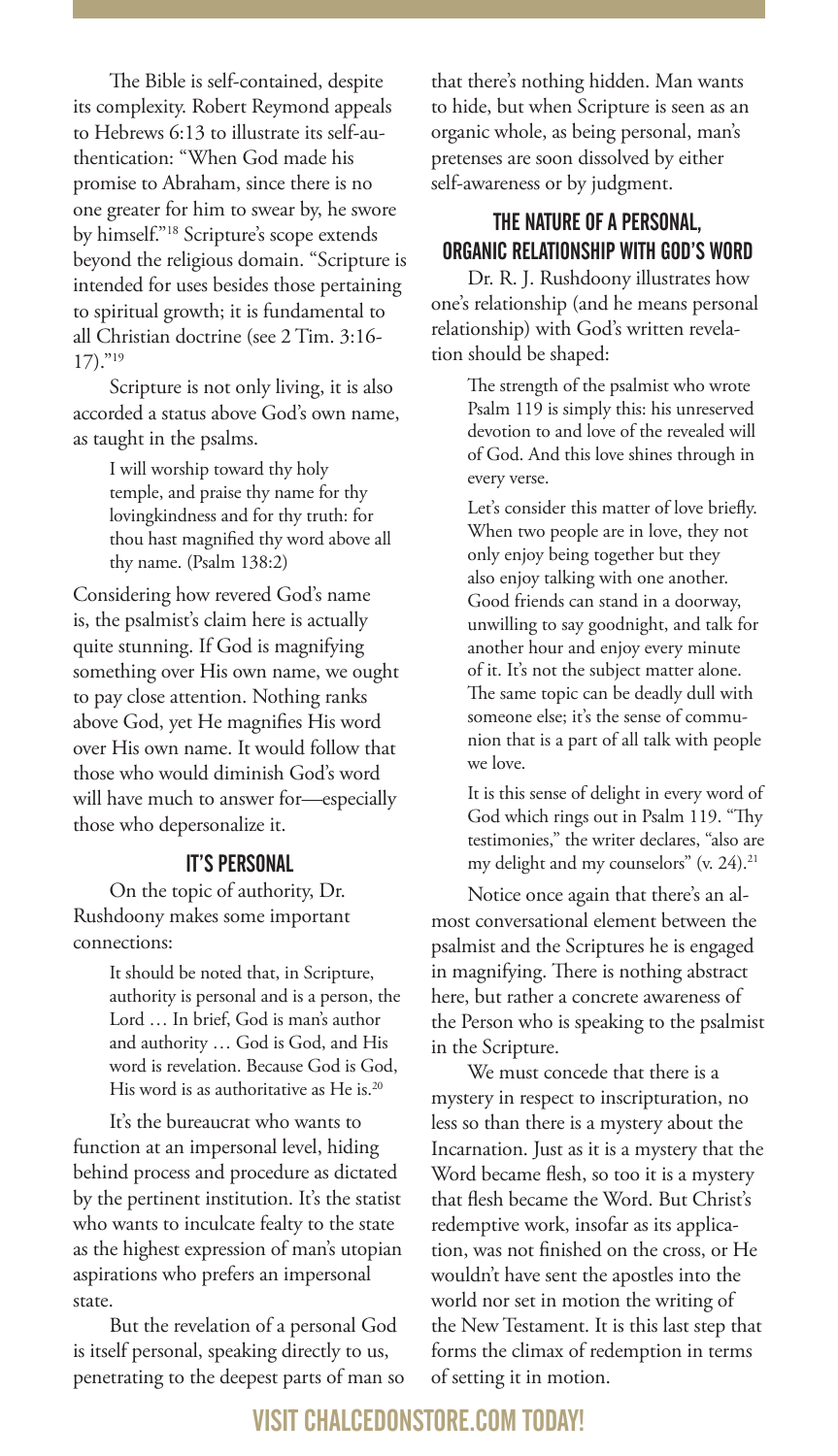The Bible is self-contained, despite its complexity. Robert Reymond appeals to Hebrews 6:13 to illustrate its self-authentication: "When God made his promise to Abraham, since there is no one greater for him to swear by, he swore by himself."[18] Scripture's scope extends beyond the religious domain. "Scripture is intended for uses besides those pertaining to spiritual growth; it is fundamental to all Christian doctrine (see 2 Tim. 3:16-17)."[19]

Scripture is not only living, it is also accorded a status above God's own name, as taught in the psalms.

> I will worship toward thy holy temple, and praise thy name for thy lovingkindness and for thy truth: for thou hast magnified thy word above all thy name. (Psalm 138:2)

Considering how revered God's name is, the psalmist's claim here is actually quite stunning. If God is magnifying something over His own name, we ought to pay close attention. Nothing ranks above God, yet He magnifies His word over His own name. It would follow that those who would diminish God's word will have much to answer for—especially those who depersonalize it.

## IT'S PERSONAL

On the topic of authority, Dr. Rushdoony makes some important connections:

> It should be noted that, in Scripture, authority is personal and is a person, the Lord … In brief, God is man's author and authority … God is God, and His word is revelation. Because God is God, His word is as authoritative as He is.[20]

It's the bureaucrat who wants to function at an impersonal level, hiding behind process and procedure as dictated by the pertinent institution. It's the statist who wants to inculcate fealty to the state as the highest expression of man's utopian aspirations who prefers an impersonal state.

But the revelation of a personal God is itself personal, speaking directly to us, penetrating to the deepest parts of man so that there's nothing hidden. Man wants to hide, but when Scripture is seen as an organic whole, as being personal, man's pretenses are soon dissolved by either self-awareness or by judgment.

## THE NATURE OF A PERSONAL, ORGANIC RELATIONSHIP WITH GOD'S WORD

Dr. R. J. Rushdoony illustrates how one's relationship (and he means personal relationship) with God's written revelation should be shaped:

> The strength of the psalmist who wrote Psalm 119 is simply this: his unreserved devotion to and love of the revealed will of God. And this love shines through in every verse.
>
> Let's consider this matter of love briefly. When two people are in love, they not only enjoy being together but they also enjoy talking with one another. Good friends can stand in a doorway, unwilling to say goodnight, and talk for another hour and enjoy every minute of it. It's not the subject matter alone. The same topic can be deadly dull with someone else; it's the sense of communion that is a part of all talk with people we love.
>
> It is this sense of delight in every word of God which rings out in Psalm 119. "Thy testimonies," the writer declares, "also are my delight and my counselors" (v. 24).[21]

Notice once again that there's an almost conversational element between the psalmist and the Scriptures he is engaged in magnifying. There is nothing abstract here, but rather a concrete awareness of the Person who is speaking to the psalmist in the Scripture.

We must concede that there is a mystery in respect to inscripturation, no less so than there is a mystery about the Incarnation. Just as it is a mystery that the Word became flesh, so too it is a mystery that flesh became the Word. But Christ's redemptive work, insofar as its application, was not finished on the cross, or He wouldn't have sent the apostles into the world nor set in motion the writing of the New Testament. It is this last step that forms the climax of redemption in terms of setting it in motion.

VISIT CHALCEDONSTORE.COM TODAY!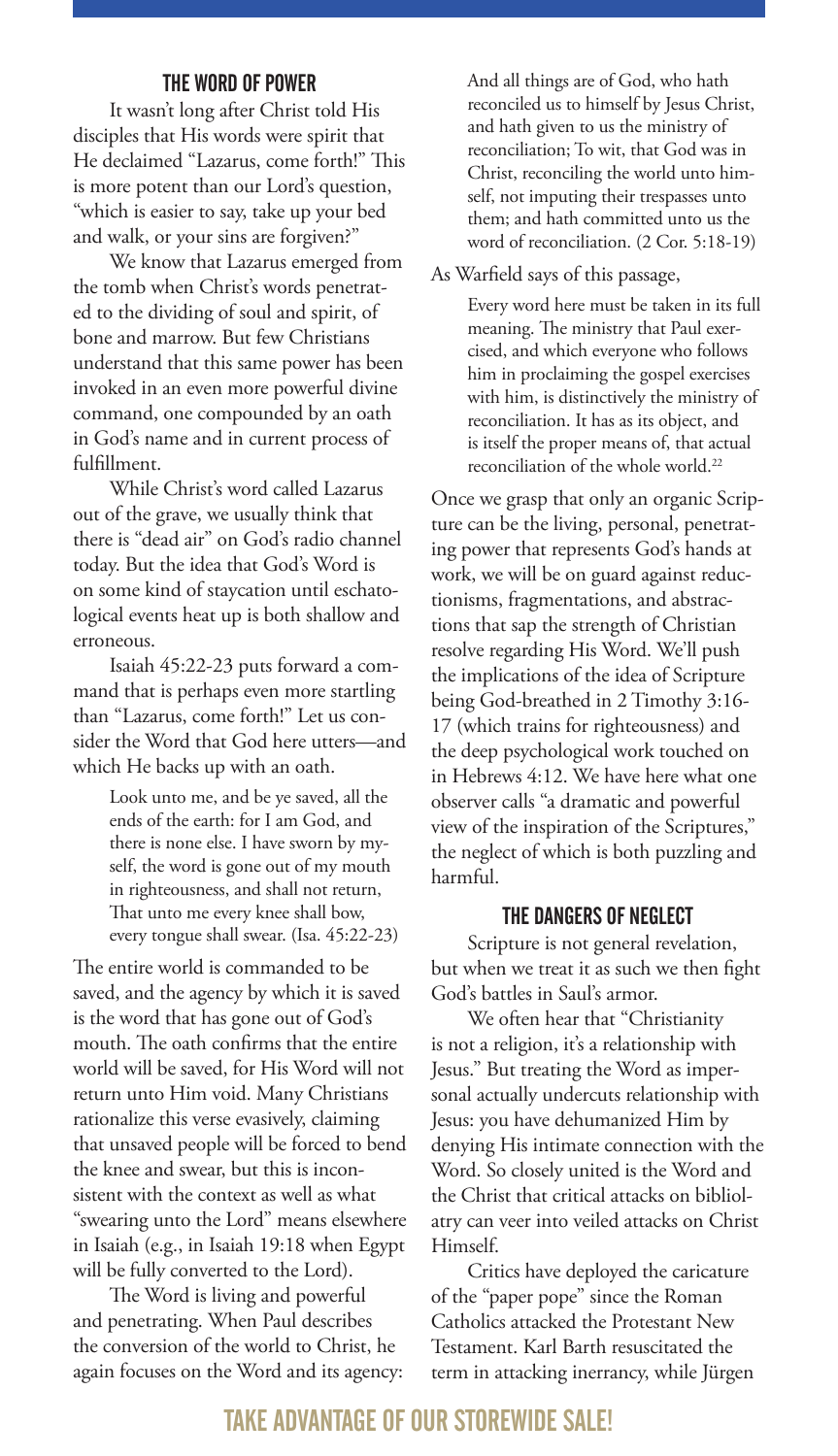## THE WORD OF POWER

It wasn't long after Christ told His disciples that His words were spirit that He declaimed "Lazarus, come forth!" This is more potent than our Lord's question, "which is easier to say, take up your bed and walk, or your sins are forgiven?"

We know that Lazarus emerged from the tomb when Christ's words penetrated to the dividing of soul and spirit, of bone and marrow. But few Christians understand that this same power has been invoked in an even more powerful divine command, one compounded by an oath in God's name and in current process of fulfillment.

While Christ's word called Lazarus out of the grave, we usually think that there is "dead air" on God's radio channel today. But the idea that God's Word is on some kind of staycation until eschatological events heat up is both shallow and erroneous.

Isaiah 45:22-23 puts forward a command that is perhaps even more startling than "Lazarus, come forth!" Let us consider the Word that God here utters—and which He backs up with an oath.

> Look unto me, and be ye saved, all the ends of the earth: for I am God, and there is none else. I have sworn by myself, the word is gone out of my mouth in righteousness, and shall not return, That unto me every knee shall bow, every tongue shall swear. (Isa. 45:22-23)

The entire world is commanded to be saved, and the agency by which it is saved is the word that has gone out of God's mouth. The oath confirms that the entire world will be saved, for His Word will not return unto Him void. Many Christians rationalize this verse evasively, claiming that unsaved people will be forced to bend the knee and swear, but this is inconsistent with the context as well as what "swearing unto the Lord" means elsewhere in Isaiah (e.g., in Isaiah 19:18 when Egypt will be fully converted to the Lord).

The Word is living and powerful and penetrating. When Paul describes the conversion of the world to Christ, he again focuses on the Word and its agency:

> And all things are of God, who hath reconciled us to himself by Jesus Christ, and hath given to us the ministry of reconciliation; To wit, that God was in Christ, reconciling the world unto himself, not imputing their trespasses unto them; and hath committed unto us the word of reconciliation. (2 Cor. 5:18-19)

As Warfield says of this passage,

> Every word here must be taken in its full meaning. The ministry that Paul exercised, and which everyone who follows him in proclaiming the gospel exercises with him, is distinctively the ministry of reconciliation. It has as its object, and is itself the proper means of, that actual reconciliation of the whole world.[22]

Once we grasp that only an organic Scripture can be the living, personal, penetrating power that represents God's hands at work, we will be on guard against reductionisms, fragmentations, and abstractions that sap the strength of Christian resolve regarding His Word. We'll push the implications of the idea of Scripture being God-breathed in 2 Timothy 3:16-17 (which trains for righteousness) and the deep psychological work touched on in Hebrews 4:12. We have here what one observer calls "a dramatic and powerful view of the inspiration of the Scriptures," the neglect of which is both puzzling and harmful.

## THE DANGERS OF NEGLECT

Scripture is not general revelation, but when we treat it as such we then fight God's battles in Saul's armor.

We often hear that "Christianity is not a religion, it's a relationship with Jesus." But treating the Word as impersonal actually undercuts relationship with Jesus: you have dehumanized Him by denying His intimate connection with the Word. So closely united is the Word and the Christ that critical attacks on bibliolatry can veer into veiled attacks on Christ Himself.

Critics have deployed the caricature of the "paper pope" since the Roman Catholics attacked the Protestant New Testament. Karl Barth resuscitated the term in attacking inerrancy, while Jürgen

**TAKE ADVANTAGE OF OUR STOREWIDE SALE!**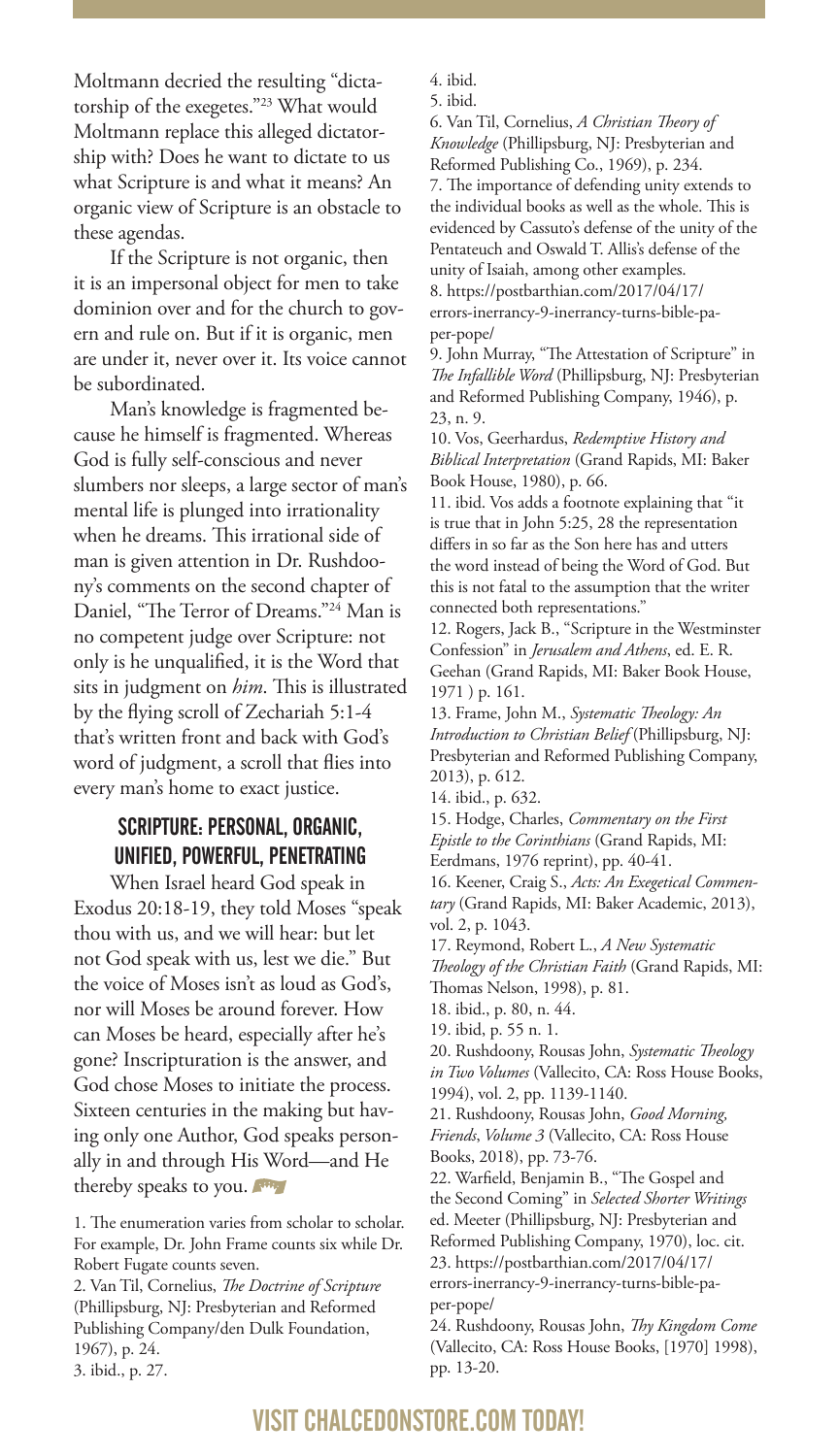Moltmann decried the resulting "dictatorship of the exegetes."[23] What would Moltmann replace this alleged dictatorship with? Does he want to dictate to us what Scripture is and what it means? An organic view of Scripture is an obstacle to these agendas.

If the Scripture is not organic, then it is an impersonal object for men to take dominion over and for the church to govern and rule on. But if it is organic, men are under it, never over it. Its voice cannot be subordinated.

Man's knowledge is fragmented because he himself is fragmented. Whereas God is fully self-conscious and never slumbers nor sleeps, a large sector of man's mental life is plunged into irrationality when he dreams. This irrational side of man is given attention in Dr. Rushdoony's comments on the second chapter of Daniel, "The Terror of Dreams."[24] Man is no competent judge over Scripture: not only is he unqualified, it is the Word that sits in judgment on *him*. This is illustrated by the flying scroll of Zechariah 5:1-4 that's written front and back with God's word of judgment, a scroll that flies into every man's home to exact justice.

## SCRIPTURE: PERSONAL, ORGANIC, UNIFIED, POWERFUL, PENETRATING

When Israel heard God speak in Exodus 20:18-19, they told Moses "speak thou with us, and we will hear: but let not God speak with us, lest we die." But the voice of Moses isn't as loud as God's, nor will Moses be around forever. How can Moses be heard, especially after he's gone? Inscripturation is the answer, and God chose Moses to initiate the process. Sixteen centuries in the making but having only one Author, God speaks personally in and through His Word—and He thereby speaks to you.

1. The enumeration varies from scholar to scholar. For example, Dr. John Frame counts six while Dr. Robert Fugate counts seven.
2. Van Til, Cornelius, *The Doctrine of Scripture* (Phillipsburg, NJ: Presbyterian and Reformed Publishing Company/den Dulk Foundation, 1967), p. 24.
3. ibid., p. 27.
4. ibid.
5. ibid.
6. Van Til, Cornelius, *A Christian Theory of Knowledge* (Phillipsburg, NJ: Presbyterian and Reformed Publishing Co., 1969), p. 234.
7. The importance of defending unity extends to the individual books as well as the whole. This is evidenced by Cassuto's defense of the unity of the Pentateuch and Oswald T. Allis's defense of the unity of Isaiah, among other examples.
8. https://postbarthian.com/2017/04/17/errors-inerrancy-9-inerrancy-turns-bible-paper-pope/
9. John Murray, "The Attestation of Scripture" in *The Infallible Word* (Phillipsburg, NJ: Presbyterian and Reformed Publishing Company, 1946), p. 23, n. 9.
10. Vos, Geerhardus, *Redemptive History and Biblical Interpretation* (Grand Rapids, MI: Baker Book House, 1980), p. 66.
11. ibid. Vos adds a footnote explaining that "it is true that in John 5:25, 28 the representation differs in so far as the Son here has and utters the word instead of being the Word of God. But this is not fatal to the assumption that the writer connected both representations."
12. Rogers, Jack B., "Scripture in the Westminster Confession" in *Jerusalem and Athens*, ed. E. R. Geehan (Grand Rapids, MI: Baker Book House, 1971 ) p. 161.
13. Frame, John M., *Systematic Theology: An Introduction to Christian Belief* (Phillipsburg, NJ: Presbyterian and Reformed Publishing Company, 2013), p. 612.
14. ibid., p. 632.
15. Hodge, Charles, *Commentary on the First Epistle to the Corinthians* (Grand Rapids, MI: Eerdmans, 1976 reprint), pp. 40-41.
16. Keener, Craig S., *Acts: An Exegetical Commentary* (Grand Rapids, MI: Baker Academic, 2013), vol. 2, p. 1043.
17. Reymond, Robert L., *A New Systematic Theology of the Christian Faith* (Grand Rapids, MI: Thomas Nelson, 1998), p. 81.
18. ibid., p. 80, n. 44.
19. ibid, p. 55 n. 1.
20. Rushdoony, Rousas John, *Systematic Theology in Two Volumes* (Vallecito, CA: Ross House Books, 1994), vol. 2, pp. 1139-1140.
21. Rushdoony, Rousas John, *Good Morning, Friends*, *Volume 3* (Vallecito, CA: Ross House Books, 2018), pp. 73-76.
22. Warfield, Benjamin B., "The Gospel and the Second Coming" in *Selected Shorter Writings* ed. Meeter (Phillipsburg, NJ: Presbyterian and Reformed Publishing Company, 1970), loc. cit.
23. https://postbarthian.com/2017/04/17/errors-inerrancy-9-inerrancy-turns-bible-paper-pope/
24. Rushdoony, Rousas John, *Thy Kingdom Come* (Vallecito, CA: Ross House Books, [1970] 1998), pp. 13-20.

VISIT CHALCEDONSTORE.COM TODAY!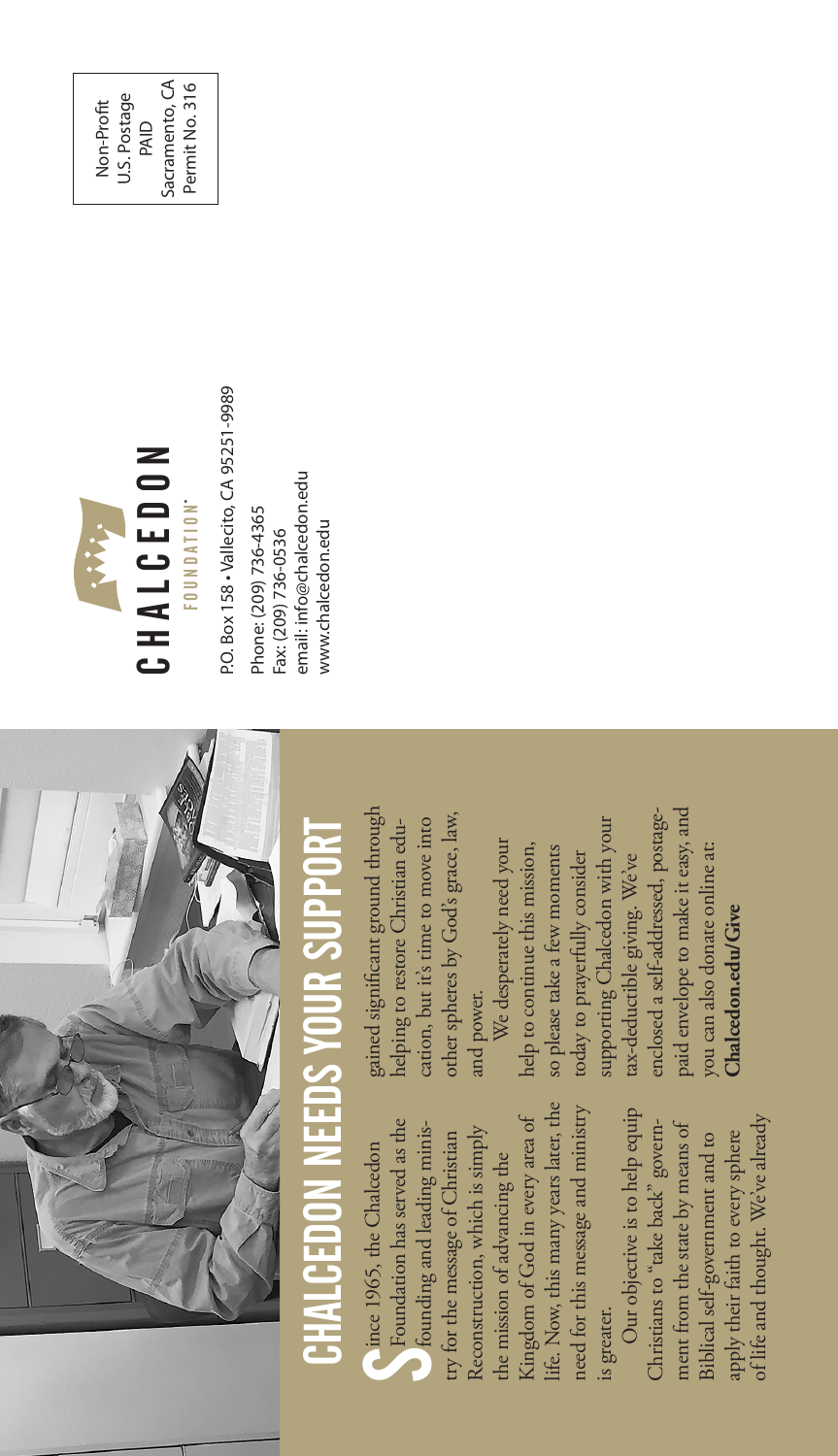Non-Profit
U.S. Postage
PAID
Sacramento, CA
Permit No. 316

CHALCEDON
FOUNDATION®

P.O. Box 158 • Vallecito, CA 95251-9989

Phone: (209) 736-4365
Fax: (209) 736-0536
email: info@chalcedon.edu
www.chalcedon.edu

# CHALCEDON NEEDS YOUR SUPPORT

Since 1965, the Chalcedon Foundation has served as the founding and leading ministry for the message of Christian Reconstruction, which is simply the mission of advancing the Kingdom of God in every area of life. Now, this many years later, the need for this message and ministry is greater.

Our objective is to help equip Christians to "take back" government from the state by means of Biblical self-government and to apply their faith to every sphere of life and thought. We've already gained significant ground through helping to restore Christian education, but it's time to move into other spheres by God's grace, law, and power.

We desperately need your help to continue this mission, so please take a few moments today to prayerfully consider supporting Chalcedon with your tax-deductible giving. We've enclosed a self-addressed, postage-paid envelope to make it easy, and you can also donate online at: **Chalcedon.edu/Give**